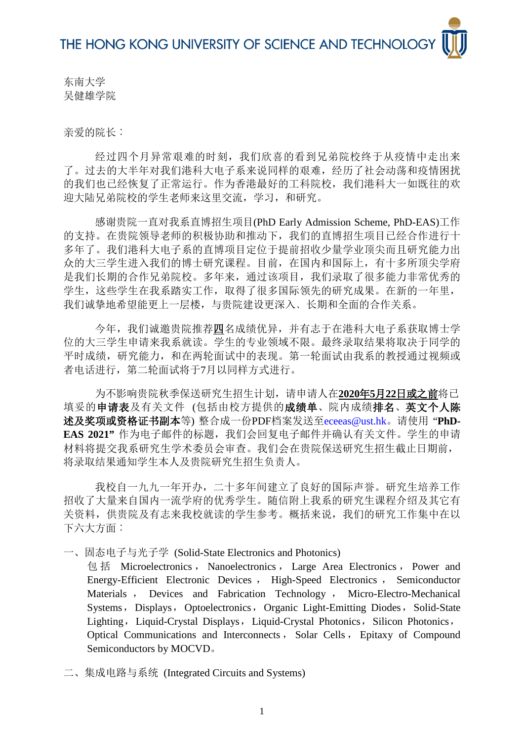THE HONG KONG UNIVERSITY OF SCIENCE AND TECHNOLOGY

东南大学
吴健雄学院

亲爱的院长：

经过四个月异常艰难的时刻，我们欣喜的看到兄弟院校终于从疫情中走出来了。过去的大半年对我们港科大电子系来说同样的艰难，经历了社会动荡和疫情困扰的我们也已经恢复了正常运行。作为香港最好的工科院校，我们港科大一如既往的欢迎大陆兄弟院校的学生老师来这里交流，学习，和研究。

感谢贵院一直对我系直博招生项目(PhD Early Admission Scheme, PhD-EAS)工作的支持。在贵院领导老师的积极协助和推动下，我们的直博招生项目已经合作进行十多年了。我们港科大电子系的直博项目定位于提前招收少量学业顶尖而且研究能力出众的大三学生进入我们的博士研究课程。目前，在国内和国际上，有十多所顶尖学府是我们长期的合作兄弟院校。多年来，通过该项目，我们录取了很多能力非常优秀的学生，这些学生在我系踏实工作，取得了很多国际领先的研究成果。在新的一年里，我们诚挚地希望能更上一层楼，与贵院建设更深入、长期和全面的合作关系。

今年，我们诚邀贵院推荐<u>四</u>名成绩优异，并有志于在港科大电子系获取博士学位的大三学生申请来我系就读。学生的专业领域不限。最终录取结果将取决于同学的平时成绩，研究能力，和在两轮面试中的表现。第一轮面试由我系的教授通过视频或者电话进行，第二轮面试将于7月以同样方式进行。

为不影响贵院秋季保送研究生招生计划，请申请人在<u>**2020年5月22日或之前**</u>将已填妥的**申请表**及有关文件 (包括由校方提供的**成绩单**、院内成绩**排名**、**英文个人陈述及奖项或资格证书副本**等) 整合成一份PDF档案发送至eceeas@ust.hk。请使用 **"PhD-EAS 2021"** 作为电子邮件的标题，我们会回复电子邮件并确认有关文件。学生的申请材料将提交我系研究生学术委员会审查。我们会在贵院保送研究生招生截止日期前，将录取结果通知学生本人及贵院研究生招生负责人。

我校自一九九一年开办，二十多年间建立了良好的国际声誉。研究生培养工作招收了大量来自国内一流学府的优秀学生。随信附上我系的研究生课程介绍及其它有关资料，供贵院及有志来我校就读的学生参考。概括来说，我们的研究工作集中在以下六大方面：

一、固态电子与光子学 (Solid-State Electronics and Photonics)

包括 Microelectronics，Nanoelectronics，Large Area Electronics，Power and Energy-Efficient Electronic Devices，High-Speed Electronics，Semiconductor Materials，Devices and Fabrication Technology，Micro-Electro-Mechanical Systems，Displays，Optoelectronics，Organic Light-Emitting Diodes，Solid-State Lighting，Liquid-Crystal Displays，Liquid-Crystal Photonics，Silicon Photonics，Optical Communications and Interconnects，Solar Cells，Epitaxy of Compound Semiconductors by MOCVD。

二、集成电路与系统 (Integrated Circuits and Systems)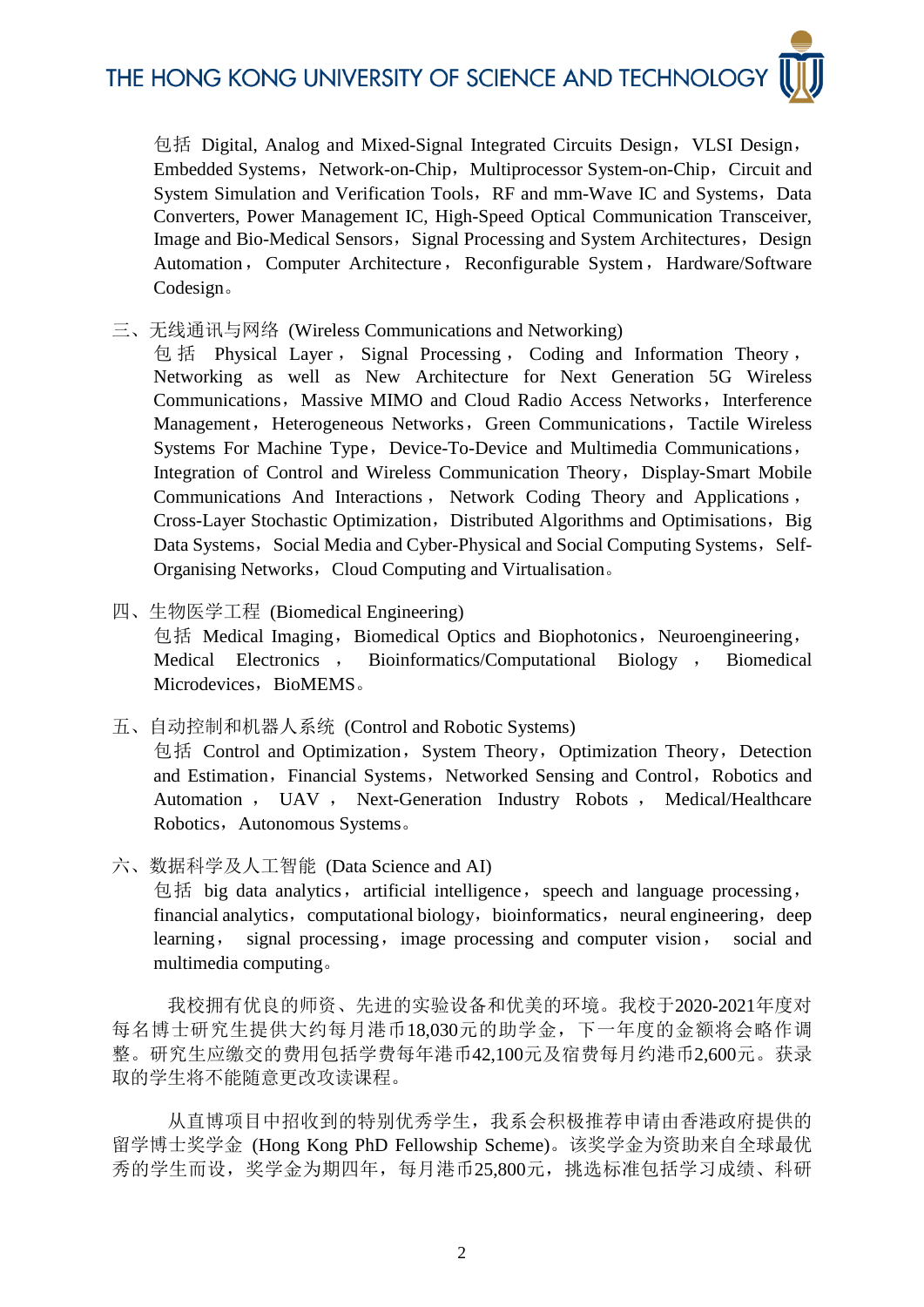包括 Digital, Analog and Mixed-Signal Integrated Circuits Design，VLSI Design，Embedded Systems，Network-on-Chip，Multiprocessor System-on-Chip，Circuit and System Simulation and Verification Tools，RF and mm-Wave IC and Systems，Data Converters, Power Management IC, High-Speed Optical Communication Transceiver, Image and Bio-Medical Sensors，Signal Processing and System Architectures，Design Automation，Computer Architecture，Reconfigurable System，Hardware/Software Codesign。

三、无线通讯与网络 (Wireless Communications and Networking)

包括 Physical Layer，Signal Processing，Coding and Information Theory，Networking as well as New Architecture for Next Generation 5G Wireless Communications，Massive MIMO and Cloud Radio Access Networks，Interference Management，Heterogeneous Networks，Green Communications，Tactile Wireless Systems For Machine Type，Device-To-Device and Multimedia Communications，Integration of Control and Wireless Communication Theory，Display-Smart Mobile Communications And Interactions，Network Coding Theory and Applications，Cross-Layer Stochastic Optimization，Distributed Algorithms and Optimisations，Big Data Systems，Social Media and Cyber-Physical and Social Computing Systems，Self-Organising Networks，Cloud Computing and Virtualisation。

四、生物医学工程 (Biomedical Engineering)

包括 Medical Imaging，Biomedical Optics and Biophotonics，Neuroengineering，Medical Electronics，Bioinformatics/Computational Biology，Biomedical Microdevices，BioMEMS。

五、自动控制和机器人系统 (Control and Robotic Systems)

包括 Control and Optimization，System Theory，Optimization Theory，Detection and Estimation，Financial Systems，Networked Sensing and Control，Robotics and Automation，UAV，Next-Generation Industry Robots，Medical/Healthcare Robotics，Autonomous Systems。

六、数据科学及人工智能 (Data Science and AI)

包括 big data analytics，artificial intelligence，speech and language processing，financial analytics，computational biology，bioinformatics，neural engineering，deep learning，signal processing，image processing and computer vision，social and multimedia computing。

我校拥有优良的师资、先进的实验设备和优美的环境。我校于2020-2021年度对每名博士研究生提供大约每月港币18,030元的助学金，下一年度的金额将会略作调整。研究生应缴交的费用包括学费每年港币42,100元及宿费每月约港币2,600元。获录取的学生将不能随意更改攻读课程。

从直博项目中招收到的特别优秀学生，我系会积极推荐申请由香港政府提供的留学博士奖学金 (Hong Kong PhD Fellowship Scheme)。该奖学金为资助来自全球最优秀的学生而设，奖学金为期四年，每月港币25,800元，挑选标准包括学习成绩、科研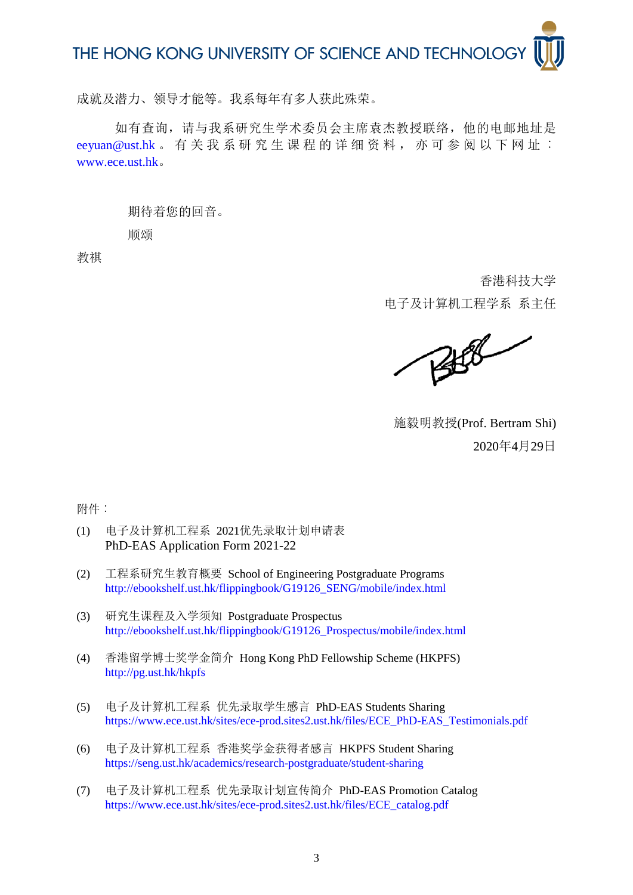成就及潜力、领导才能等。我系每年有多人获此殊荣。

如有查询，请与我系研究生学术委员会主席袁杰教授联络，他的电邮地址是 eeyuan@ust.hk。有关我系研究生课程的详细资料，亦可参阅以下网址：www.ece.ust.hk。

期待着您的回音。

顺颂

教祺

香港科技大学

电子及计算机工程学系 系主任

施毅明教授(Prof. Bertram Shi)

2020年4月29日

附件：

(1) 电子及计算机工程系 2021优先录取计划申请表
PhD-EAS Application Form 2021-22

(2) 工程系研究生教育概要 School of Engineering Postgraduate Programs
http://ebookshelf.ust.hk/flippingbook/G19126_SENG/mobile/index.html

(3) 研究生课程及入学须知 Postgraduate Prospectus
http://ebookshelf.ust.hk/flippingbook/G19126_Prospectus/mobile/index.html

(4) 香港留学博士奖学金简介 Hong Kong PhD Fellowship Scheme (HKPFS)
http://pg.ust.hk/hkpfs

(5) 电子及计算机工程系 优先录取学生感言 PhD-EAS Students Sharing
https://www.ece.ust.hk/sites/ece-prod.sites2.ust.hk/files/ECE_PhD-EAS_Testimonials.pdf

(6) 电子及计算机工程系 香港奖学金获得者感言 HKPFS Student Sharing
https://seng.ust.hk/academics/research-postgraduate/student-sharing

(7) 电子及计算机工程系 优先录取计划宣传简介 PhD-EAS Promotion Catalog
https://www.ece.ust.hk/sites/ece-prod.sites2.ust.hk/files/ECE_catalog.pdf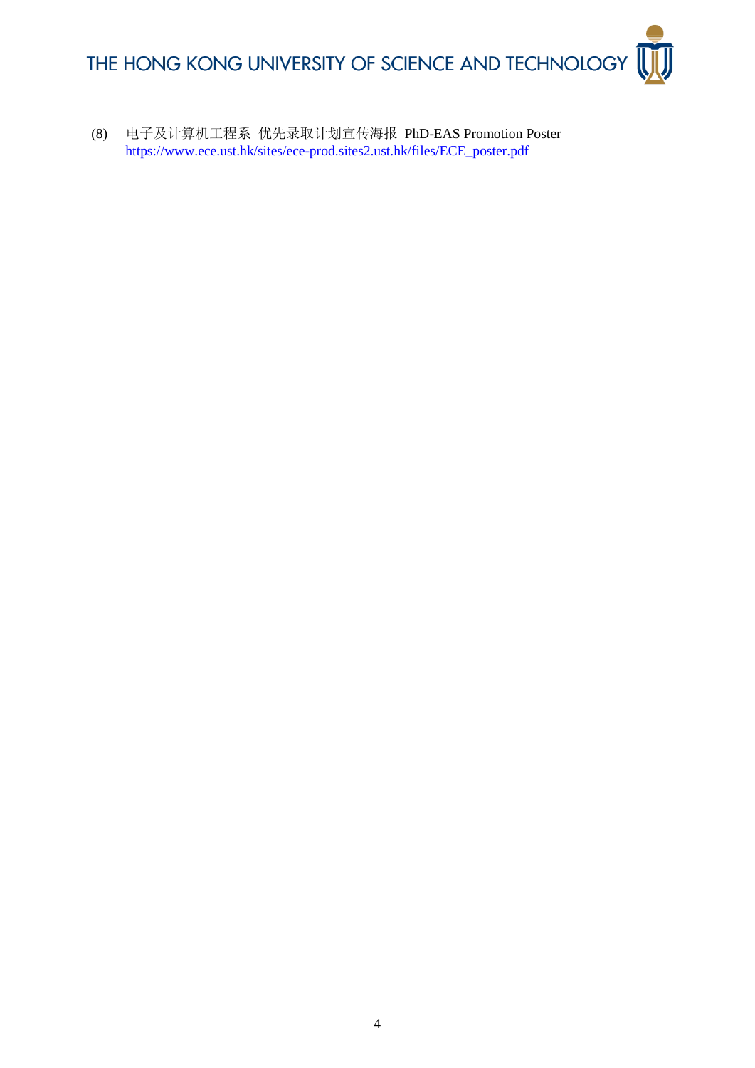(8) 电子及计算机工程系 优先录取计划宣传海报 PhD-EAS Promotion Poster
https://www.ece.ust.hk/sites/ece-prod.sites2.ust.hk/files/ECE_poster.pdf